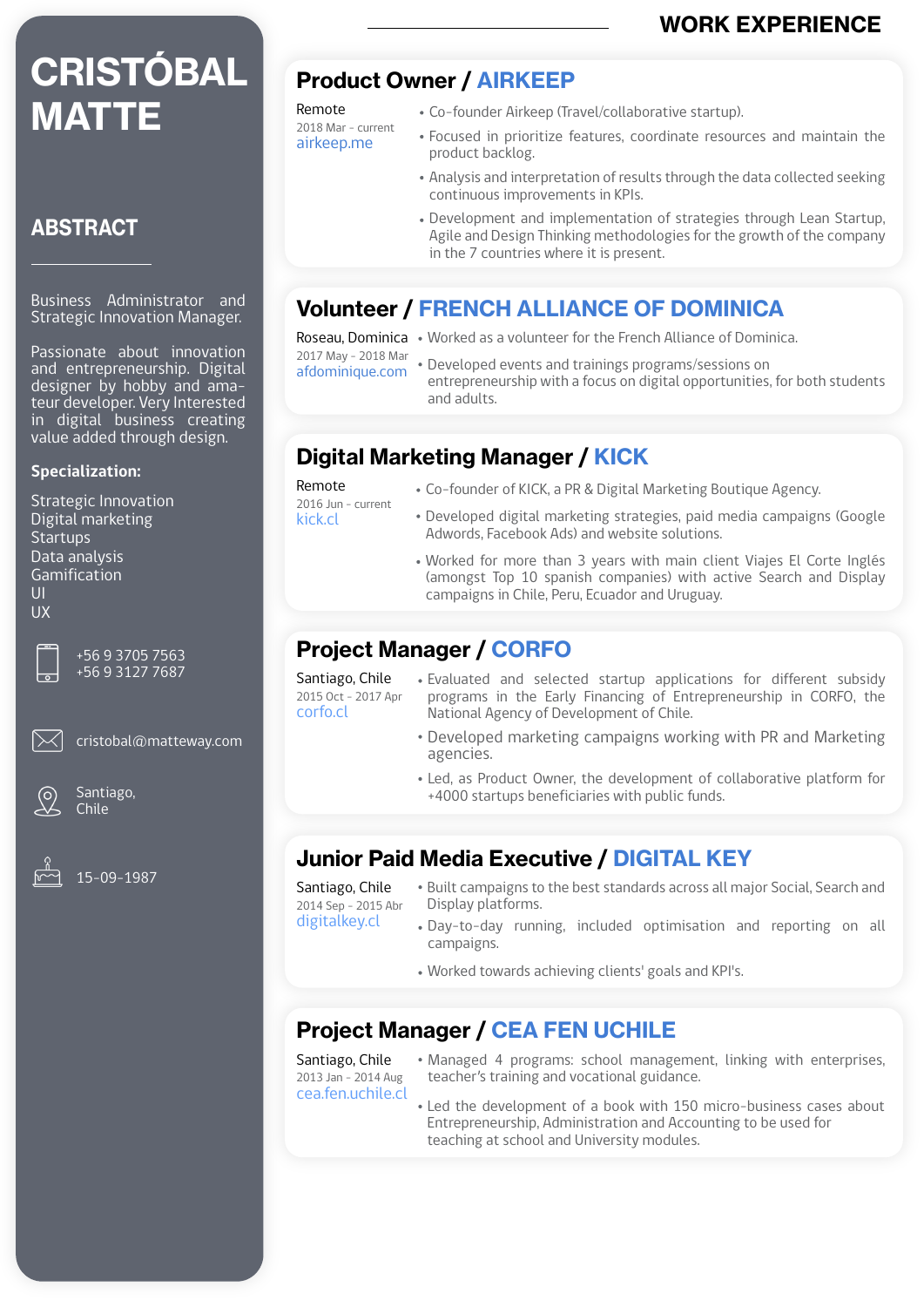# CRISTÓBAL MATTE

## ABSTRACT

Business Administrator and Strategic Innovation Manager.

Passionate about innovation and entrepreneurship. Digital designer by hobby and amateur developer. Very Interested in digital business creating value added through design.

**Specialization:**

Strategic Innovation
Digital marketing
Startups
Data analysis
Gamification
UI
UX

+56 9 3705 7563
+56 9 3127 7687

cristobal@matteway.com

Santiago, Chile

15-09-1987

## WORK EXPERIENCE

### Product Owner / AIRKEEP

Remote
2018 Mar - current
airkeep.me

- Co-founder Airkeep (Travel/collaborative startup).
- Focused in prioritize features, coordinate resources and maintain the product backlog.
- Analysis and interpretation of results through the data collected seeking continuous improvements in KPIs.
- Development and implementation of strategies through Lean Startup, Agile and Design Thinking methodologies for the growth of the company in the 7 countries where it is present.

### Volunteer / FRENCH ALLIANCE OF DOMINICA

Roseau, Dominica
2017 May - 2018 Mar
afdominique.com

- Worked as a volunteer for the French Alliance of Dominica.
- Developed events and trainings programs/sessions on entrepreneurship with a focus on digital opportunities, for both students and adults.

### Digital Marketing Manager / KICK

Remote
2016 Jun - current
kick.cl

- Co-founder of KICK, a PR & Digital Marketing Boutique Agency.
- Developed digital marketing strategies, paid media campaigns (Google Adwords, Facebook Ads) and website solutions.
- Worked for more than 3 years with main client Viajes El Corte Inglés (amongst Top 10 spanish companies) with active Search and Display campaigns in Chile, Peru, Ecuador and Uruguay.

### Project Manager / CORFO

Santiago, Chile
2015 Oct - 2017 Apr
corfo.cl

- Evaluated and selected startup applications for different subsidy programs in the Early Financing of Entrepreneurship in CORFO, the National Agency of Development of Chile.
- Developed marketing campaigns working with PR and Marketing agencies.
- Led, as Product Owner, the development of collaborative platform for +4000 startups beneficiaries with public funds.

### Junior Paid Media Executive / DIGITAL KEY

Santiago, Chile
2014 Sep - 2015 Abr
digitalkey.cl

- Built campaigns to the best standards across all major Social, Search and Display platforms.
- Day-to-day running, included optimisation and reporting on all campaigns.
- Worked towards achieving clients' goals and KPI's.

### Project Manager / CEA FEN UCHILE

Santiago, Chile
2013 Jan - 2014 Aug
cea.fen.uchile.cl

- Managed 4 programs: school management, linking with enterprises, teacher's training and vocational guidance.
- Led the development of a book with 150 micro-business cases about Entrepreneurship, Administration and Accounting to be used for teaching at school and University modules.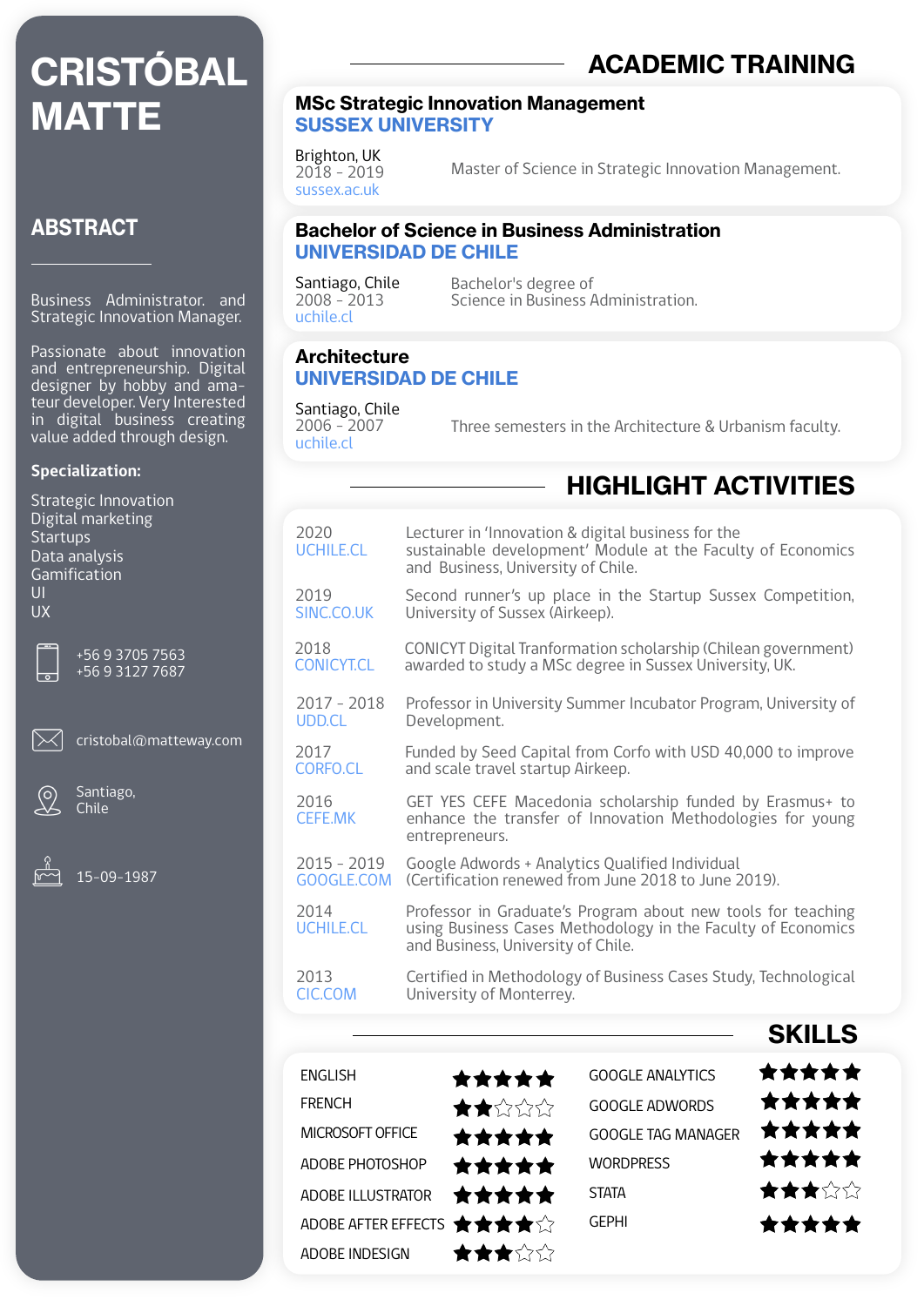# CRISTÓBAL MATTE

## ABSTRACT

Business Administrator. and Strategic Innovation Manager.

Passionate about innovation and entrepreneurship. Digital designer by hobby and amateur developer. Very Interested in digital business creating value added through design.

**Specialization:**

Strategic Innovation
Digital marketing
Startups
Data analysis
Gamification
UI
UX

+56 9 3705 7563
+56 9 3127 7687

cristobal@matteway.com

Santiago,
Chile

15-09-1987

## ACADEMIC TRAINING

### MSc Strategic Innovation Management
**SUSSEX UNIVERSITY**

Brighton, UK
2018 - 2019
sussex.ac.uk

Master of Science in Strategic Innovation Management.

### Bachelor of Science in Business Administration
**UNIVERSIDAD DE CHILE**

Santiago, Chile
2008 - 2013
uchile.cl

Bachelor's degree of Science in Business Administration.

### Architecture
**UNIVERSIDAD DE CHILE**

Santiago, Chile
2006 - 2007
uchile.cl

Three semesters in the Architecture & Urbanism faculty.

## HIGHLIGHT ACTIVITIES

| | |
|---|---|
| 2020<br>UCHILE.CL | Lecturer in 'Innovation & digital business for the sustainable development' Module at the Faculty of Economics and Business, University of Chile. |
| 2019<br>SINC.CO.UK | Second runner's up place in the Startup Sussex Competition, University of Sussex (Airkeep). |
| 2018<br>CONICYT.CL | CONICYT Digital Tranformation scholarship (Chilean government) awarded to study a MSc degree in Sussex University, UK. |
| 2017 - 2018<br>UDD.CL | Professor in University Summer Incubator Program, University of Development. |
| 2017<br>CORFO.CL | Funded by Seed Capital from Corfo with USD 40,000 to improve and scale travel startup Airkeep. |
| 2016<br>CEFE.MK | GET YES CEFE Macedonia scholarship funded by Erasmus+ to enhance the transfer of Innovation Methodologies for young entrepreneurs. |
| 2015 - 2019<br>GOOGLE.COM | Google Adwords + Analytics Qualified Individual (Certification renewed from June 2018 to June 2019). |
| 2014<br>UCHILE.CL | Professor in Graduate's Program about new tools for teaching using Business Cases Methodology in the Faculty of Economics and Business, University of Chile. |
| 2013<br>CIC.COM | Certified in Methodology of Business Cases Study, Technological University of Monterrey. |

## SKILLS

| | | | |
|---|---|---|---|
| ENGLISH | ★★★★★ | GOOGLE ANALYTICS | ★★★★★ |
| FRENCH | ★★☆☆☆ | GOOGLE ADWORDS | ★★★★★ |
| MICROSOFT OFFICE | ★★★★★ | GOOGLE TAG MANAGER | ★★★★★ |
| ADOBE PHOTOSHOP | ★★★★★ | WORDPRESS | ★★★★★ |
| ADOBE ILLUSTRATOR | ★★★★★ | STATA | ★★★☆☆ |
| ADOBE AFTER EFFECTS | ★★★★☆ | GEPHI | ★★★★★ |
| ADOBE INDESIGN | ★★★☆☆ | | |